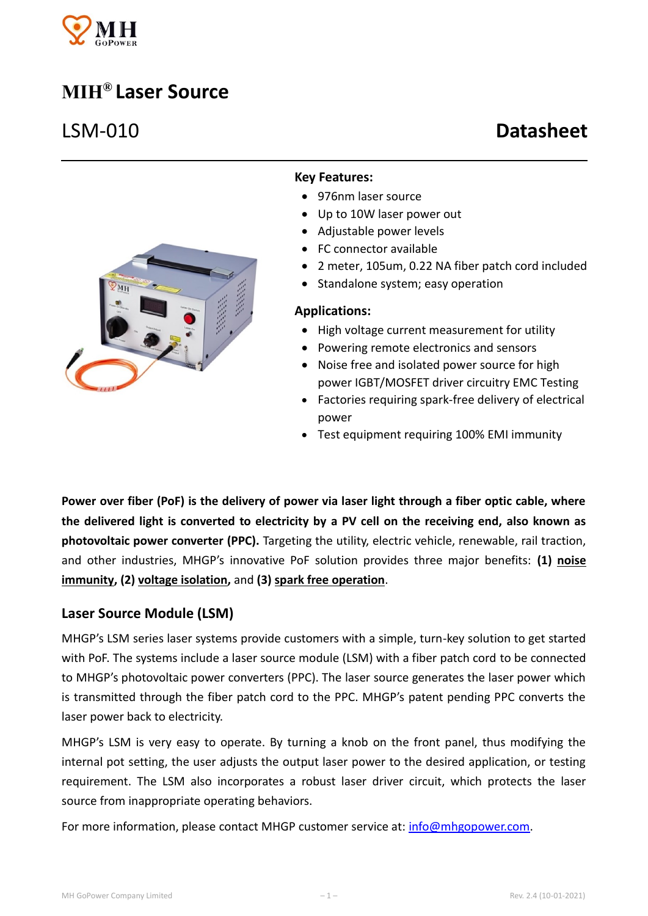# MIH® Laser Source

## LSM-010 Datasheet

**Key Features:**

- 976nm laser source
- Up to 10W laser power out
- Adjustable power levels
- FC connector available
- 2 meter, 105um, 0.22 NA fiber patch cord included
- Standalone system; easy operation

**Applications:**

- High voltage current measurement for utility
- Powering remote electronics and sensors
- Noise free and isolated power source for high power IGBT/MOSFET driver circuitry EMC Testing
- Factories requiring spark-free delivery of electrical power
- Test equipment requiring 100% EMI immunity

**Power over fiber (PoF) is the delivery of power via laser light through a fiber optic cable, where the delivered light is converted to electricity by a PV cell on the receiving end, also known as photovoltaic power converter (PPC).** Targeting the utility, electric vehicle, renewable, rail traction, and other industries, MHGP's innovative PoF solution provides three major benefits: **(1) noise immunity, (2) voltage isolation,** and **(3) spark free operation**.

### Laser Source Module (LSM)

MHGP's LSM series laser systems provide customers with a simple, turn-key solution to get started with PoF. The systems include a laser source module (LSM) with a fiber patch cord to be connected to MHGP's photovoltaic power converters (PPC). The laser source generates the laser power which is transmitted through the fiber patch cord to the PPC. MHGP's patent pending PPC converts the laser power back to electricity.

MHGP's LSM is very easy to operate. By turning a knob on the front panel, thus modifying the internal pot setting, the user adjusts the output laser power to the desired application, or testing requirement. The LSM also incorporates a robust laser driver circuit, which protects the laser source from inappropriate operating behaviors.

For more information, please contact MHGP customer service at: info@mhgopower.com.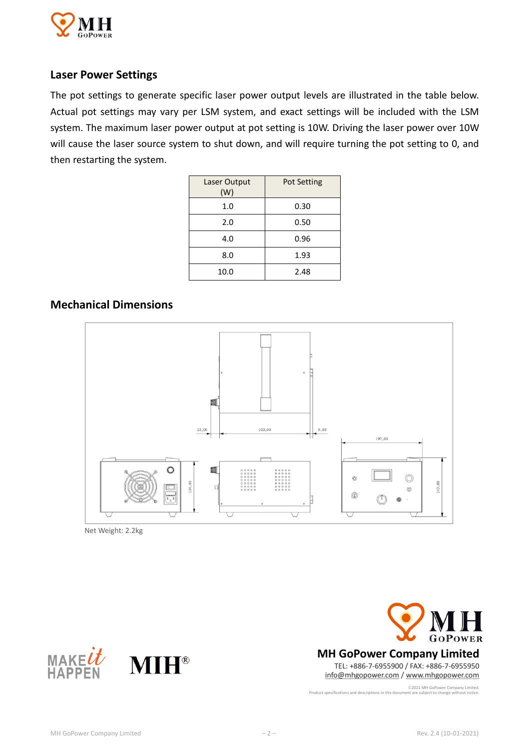## Laser Power Settings

The pot settings to generate specific laser power output levels are illustrated in the table below. Actual pot settings may vary per LSM system, and exact settings will be included with the LSM system. The maximum laser power output at pot setting is 10W. Driving the laser power over 10W will cause the laser source system to shut down, and will require turning the pot setting to 0, and then restarting the system.

| Laser Output (W) | Pot Setting |
|---|---|
| 1.0 | 0.30 |
| 2.0 | 0.50 |
| 4.0 | 0.96 |
| 8.0 | 1.93 |
| 10.0 | 2.48 |

## Mechanical Dimensions

22,00
220,00
6,00
197,00
124,00
143,00

Net Weight: 2.2kg

MAKE it HAPPEN

MIH®

**MH GoPower Company Limited**

TEL: +886-7-6955900 / FAX: +886-7-6955950
info@mhgopower.com / www.mhgopower.com

©2021 MH GoPower Company Limited.
Product specifications and descriptions in this document are subject to change without notice.